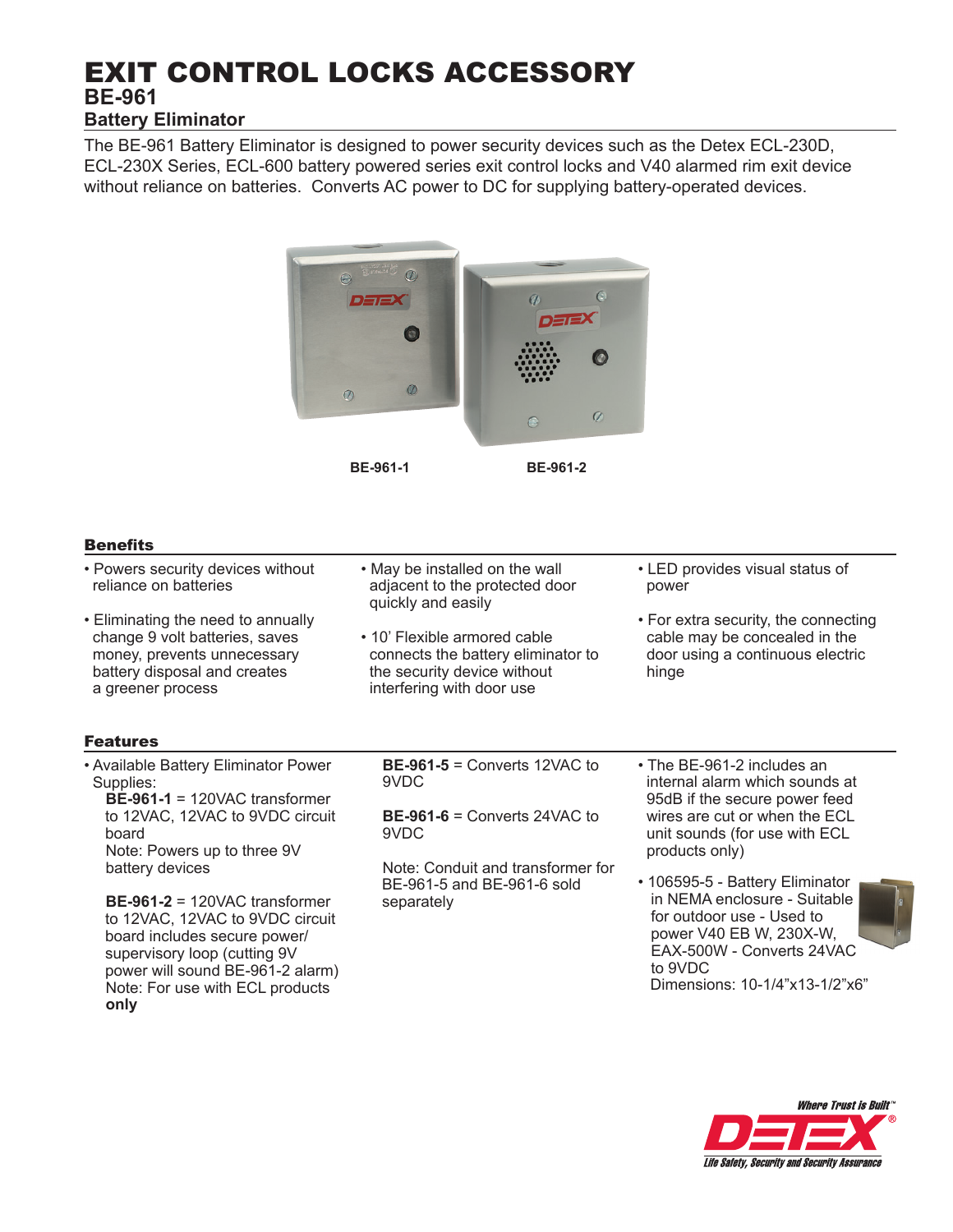# EXIT CONTROL LOCKS ACCESSORY

## BE-961

### Battery Eliminator

The BE-961 Battery Eliminator is designed to power security devices such as the Detex ECL-230D, ECL-230X Series, ECL-600 battery powered series exit control locks and V40 alarmed rim exit device without reliance on batteries. Converts AC power to DC for supplying battery-operated devices.

BE-961-1 BE-961-2

## Benefits

- Powers security devices without reliance on batteries
- Eliminating the need to annually change 9 volt batteries, saves money, prevents unnecessary battery disposal and creates a greener process
- May be installed on the wall adjacent to the protected door quickly and easily
- 10' Flexible armored cable connects the battery eliminator to the security device without interfering with door use
- LED provides visual status of power
- For extra security, the connecting cable may be concealed in the door using a continuous electric hinge

## Features

- Available Battery Eliminator Power Supplies:
  - **BE-961-1** = 120VAC transformer to 12VAC, 12VAC to 9VDC circuit board
    Note: Powers up to three 9V battery devices
  - **BE-961-2** = 120VAC transformer to 12VAC, 12VAC to 9VDC circuit board includes secure power/ supervisory loop (cutting 9V power will sound BE-961-2 alarm)
    Note: For use with ECL products **only**
  - **BE-961-5** = Converts 12VAC to 9VDC
  - **BE-961-6** = Converts 24VAC to 9VDC

  Note: Conduit and transformer for BE-961-5 and BE-961-6 sold separately
- The BE-961-2 includes an internal alarm which sounds at 95dB if the secure power feed wires are cut or when the ECL unit sounds (for use with ECL products only)
- 106595-5 - Battery Eliminator in NEMA enclosure - Suitable for outdoor use - Used to power V40 EB W, 230X-W, EAX-500W - Converts 24VAC to 9VDC
  Dimensions: 10-1/4"x13-1/2"x6"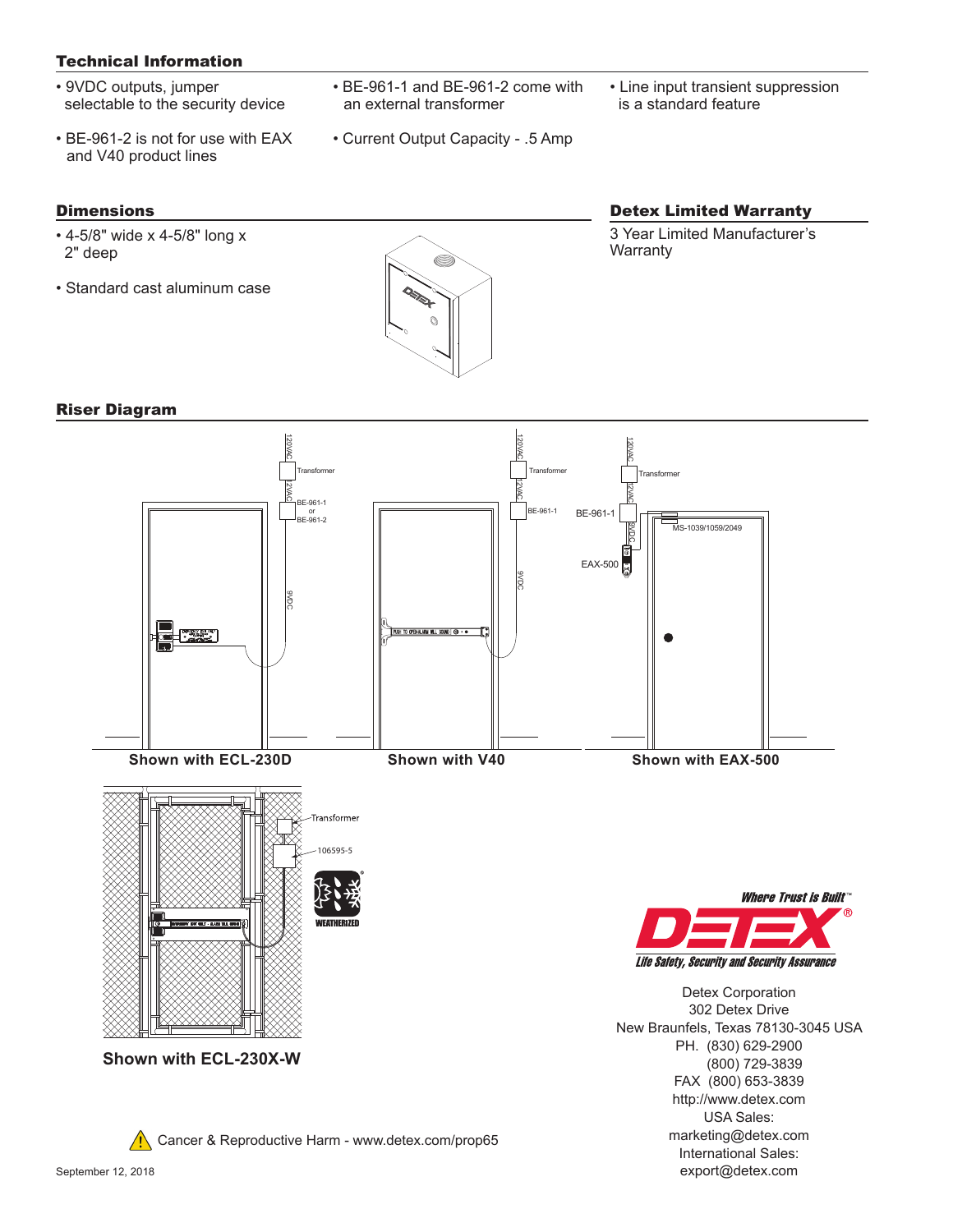## Technical Information

- 9VDC outputs, jumper selectable to the security device
- BE-961-2 is not for use with EAX and V40 product lines
- BE-961-1 and BE-961-2 come with an external transformer
- Current Output Capacity - .5 Amp
- Line input transient suppression is a standard feature

## Dimensions

- 4-5/8" wide x 4-5/8" long x 2" deep
- Standard cast aluminum case

## Detex Limited Warranty

3 Year Limited Manufacturer's Warranty

## Riser Diagram

120VAC
Transformer
12VAC
BE-961-1 or BE-961-2
9VDC

**Shown with ECL-230D**

120VAC
Transformer
12VAC
BE-961-1
9VDC

**Shown with V40**

120VAC
Transformer
12VAC
BE-961-1
9VDC
MS-1039/1059/2049
EAX-500

**Shown with EAX-500**

Transformer
106595-5
WEATHERIZED

**Shown with ECL-230X-W**

Where Trust is Built™

DETEX®

Life Safety, Security and Security Assurance

Detex Corporation
302 Detex Drive
New Braunfels, Texas 78130-3045 USA
PH. (830) 629-2900
(800) 729-3839
FAX (800) 653-3839
http://www.detex.com
USA Sales:
marketing@detex.com
International Sales:
export@detex.com

⚠ Cancer & Reproductive Harm - www.detex.com/prop65

September 12, 2018